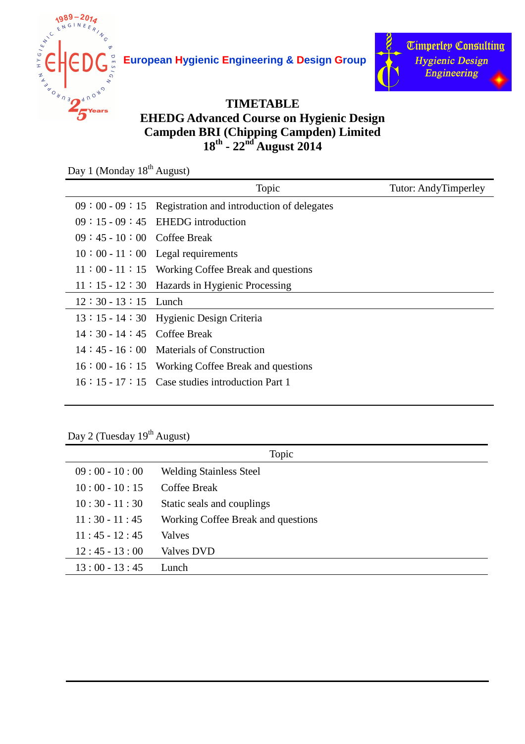European Hygienic Engineering & Design Group

Timperley Consulting
*Hygienic Design Engineering*

# TIMETABLE
## EHEDG Advanced Course on Hygienic Design
## Campden BRI (Chipping Campden) Limited
## 18th - 22nd August 2014

Day 1 (Monday 18th August)

| | Topic | Tutor: AndyTimperley |
|---|---|---|
| 09：00 - 09：15 | Registration and introduction of delegates | |
| 09：15 - 09：45 | EHEDG introduction | |
| 09：45 - 10：00 | Coffee Break | |
| 10：00 - 11：00 | Legal requirements | |
| 11：00 - 11：15 | Working Coffee Break and questions | |
| 11：15 - 12：30 | Hazards in Hygienic Processing | |
| 12：30 - 13：15 | Lunch | |
| 13：15 - 14：30 | Hygienic Design Criteria | |
| 14：30 - 14：45 | Coffee Break | |
| 14：45 - 16：00 | Materials of Construction | |
| 16：00 - 16：15 | Working Coffee Break and questions | |
| 16：15 - 17：15 | Case studies introduction Part 1 | |

Day 2 (Tuesday 19th August)

| | Topic |
|---|---|
| 09 : 00 - 10 : 00 | Welding Stainless Steel |
| 10 : 00 - 10 : 15 | Coffee Break |
| 10 : 30 - 11 : 30 | Static seals and couplings |
| 11 : 30 - 11 : 45 | Working Coffee Break and questions |
| 11 : 45 - 12 : 45 | Valves |
| 12 : 45 - 13 : 00 | Valves DVD |
| 13 : 00 - 13 : 45 | Lunch |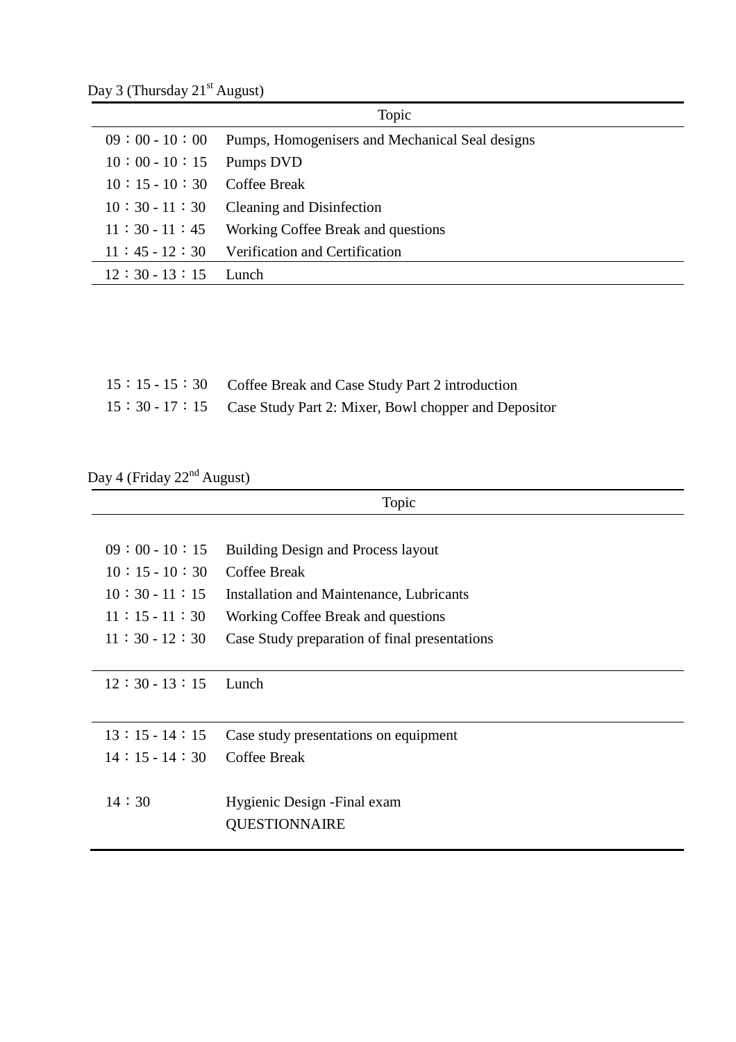Day 3 (Thursday 21st August)

| | Topic |
|---|---|
| 09：00 - 10：00 | Pumps, Homogenisers and Mechanical Seal designs |
| 10：00 - 10：15 | Pumps DVD |
| 10：15 - 10：30 | Coffee Break |
| 10：30 - 11：30 | Cleaning and Disinfection |
| 11：30 - 11：45 | Working Coffee Break and questions |
| 11：45 - 12：30 | Verification and Certification |
| 12：30 - 13：15 | Lunch |

| | |
|---|---|
| 15：15 - 15：30 | Coffee Break and Case Study Part 2 introduction |
| 15：30 - 17：15 | Case Study Part 2: Mixer, Bowl chopper and Depositor |

Day 4 (Friday 22nd August)

| | Topic |
|---|---|
| 09：00 - 10：15 | Building Design and Process layout |
| 10：15 - 10：30 | Coffee Break |
| 10：30 - 11：15 | Installation and Maintenance, Lubricants |
| 11：15 - 11：30 | Working Coffee Break and questions |
| 11：30 - 12：30 | Case Study preparation of final presentations |
| 12：30 - 13：15 | Lunch |
| 13：15 - 14：15 | Case study presentations on equipment |
| 14：15 - 14：30 | Coffee Break |
| 14：30 | Hygienic Design -Final exam<br>QUESTIONNAIRE |